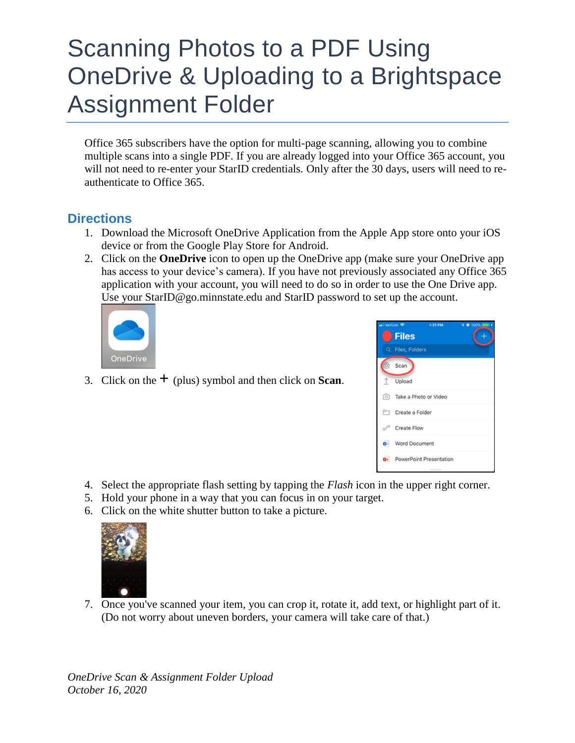# Scanning Photos to a PDF Using OneDrive & Uploading to a Brightspace Assignment Folder

Office 365 subscribers have the option for multi-page scanning, allowing you to combine multiple scans into a single PDF. If you are already logged into your Office 365 account, you will not need to re-enter your StarID credentials. Only after the 30 days, users will need to re-authenticate to Office 365.

## Directions

1. Download the Microsoft OneDrive Application from the Apple App store onto your iOS device or from the Google Play Store for Android.
2. Click on the **OneDrive** icon to open up the OneDrive app (make sure your OneDrive app has access to your device's camera). If you have not previously associated any Office 365 application with your account, you will need to do so in order to use the One Drive app. Use your StarID@go.minnstate.edu and StarID password to set up the account.
3. Click on the + (plus) symbol and then click on **Scan**.
4. Select the appropriate flash setting by tapping the *Flash* icon in the upper right corner.
5. Hold your phone in a way that you can focus in on your target.
6. Click on the white shutter button to take a picture.
7. Once you've scanned your item, you can crop it, rotate it, add text, or highlight part of it. (Do not worry about uneven borders, your camera will take care of that.)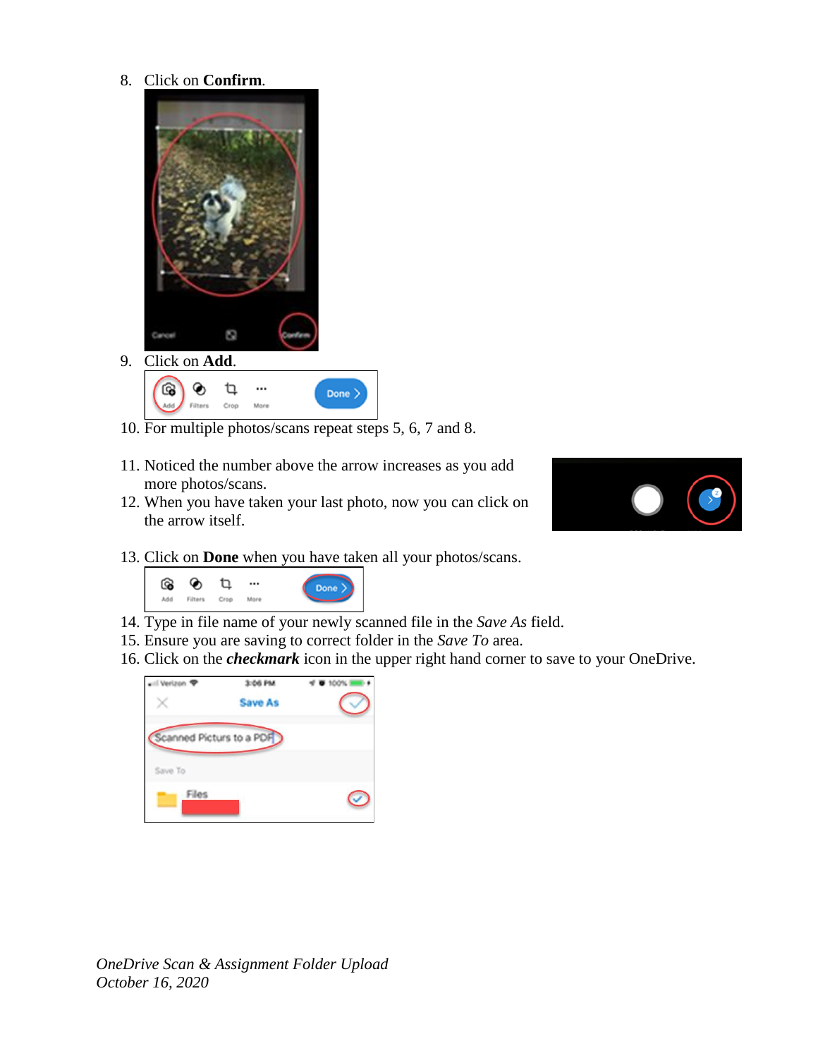8. Click on **Confirm**.

9. Click on **Add**.

10. For multiple photos/scans repeat steps 5, 6, 7 and 8.

11. Noticed the number above the arrow increases as you add more photos/scans.
12. When you have taken your last photo, now you can click on the arrow itself.

13. Click on **Done** when you have taken all your photos/scans.

14. Type in file name of your newly scanned file in the *Save As* field.
15. Ensure you are saving to correct folder in the *Save To* area.
16. Click on the ***checkmark*** icon in the upper right hand corner to save to your OneDrive.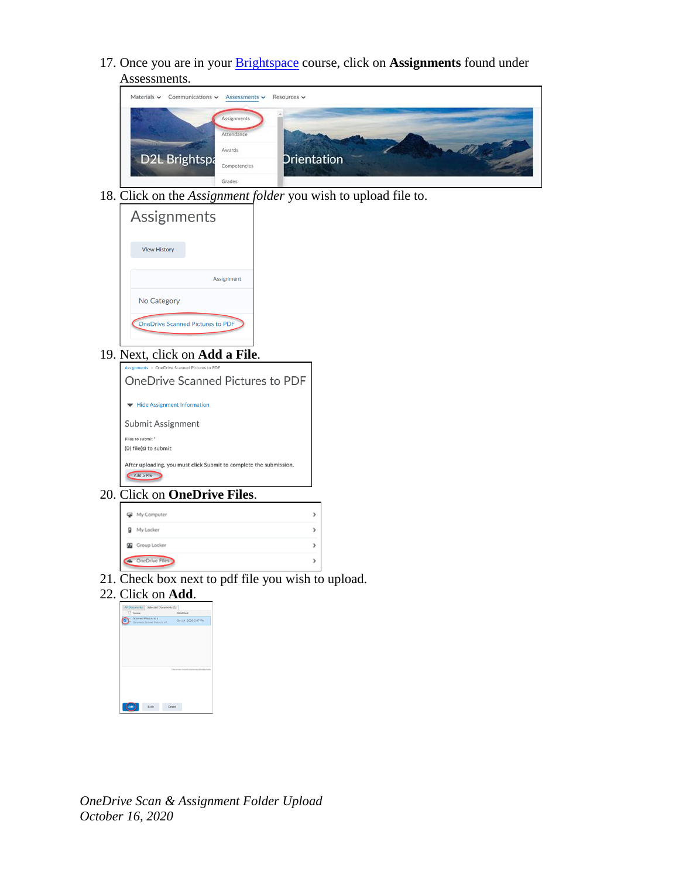17. Once you are in your [Brightspace]() course, click on **Assignments** found under Assessments.
18. Click on the *Assignment folder* you wish to upload file to.
19. Next, click on **Add a File**.
20. Click on **OneDrive Files**.
21. Check box next to pdf file you wish to upload.
22. Click on **Add**.

*OneDrive Scan & Assignment Folder Upload*
*October 16, 2020*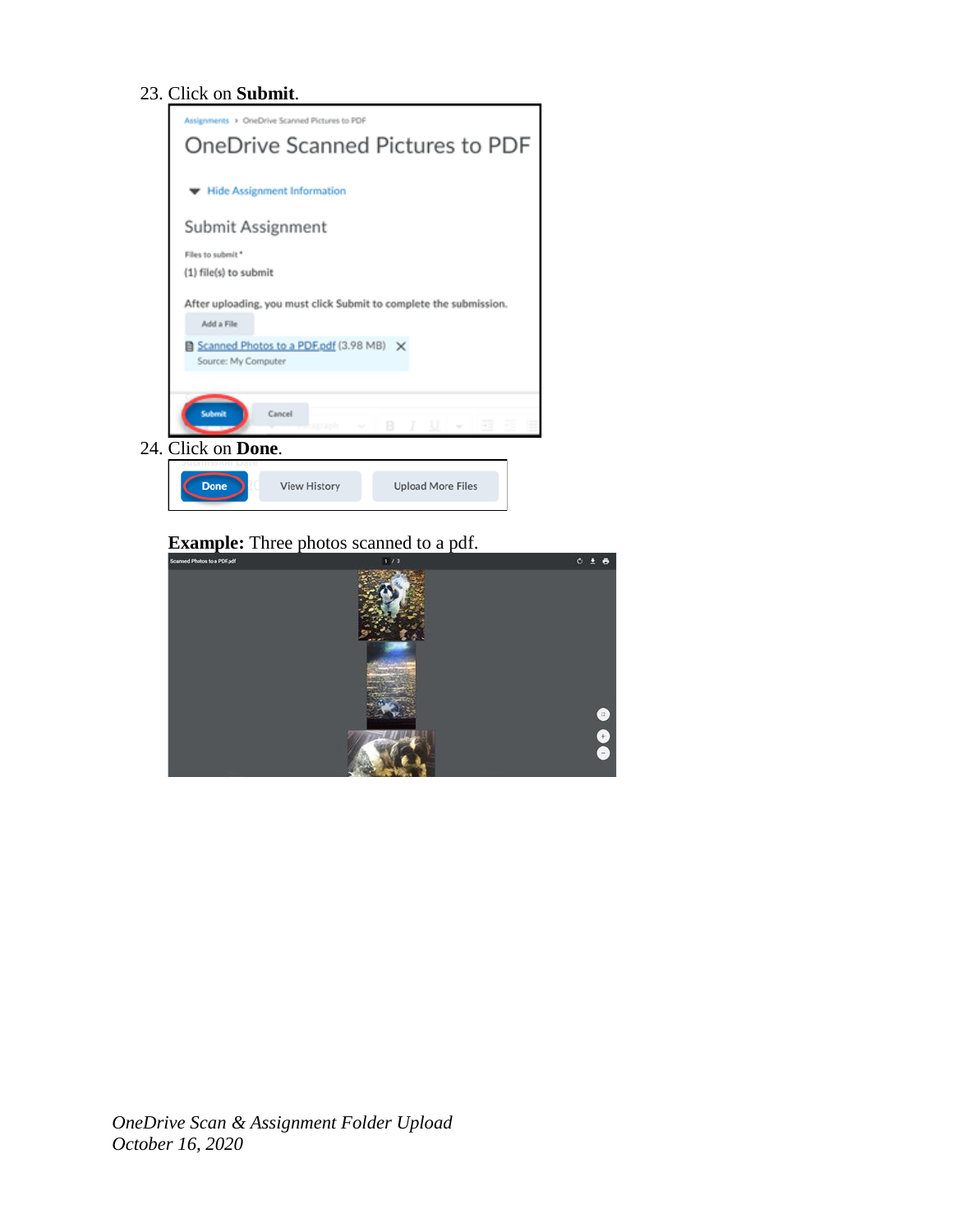23. Click on **Submit**.

24. Click on **Done**.

**Example:** Three photos scanned to a pdf.